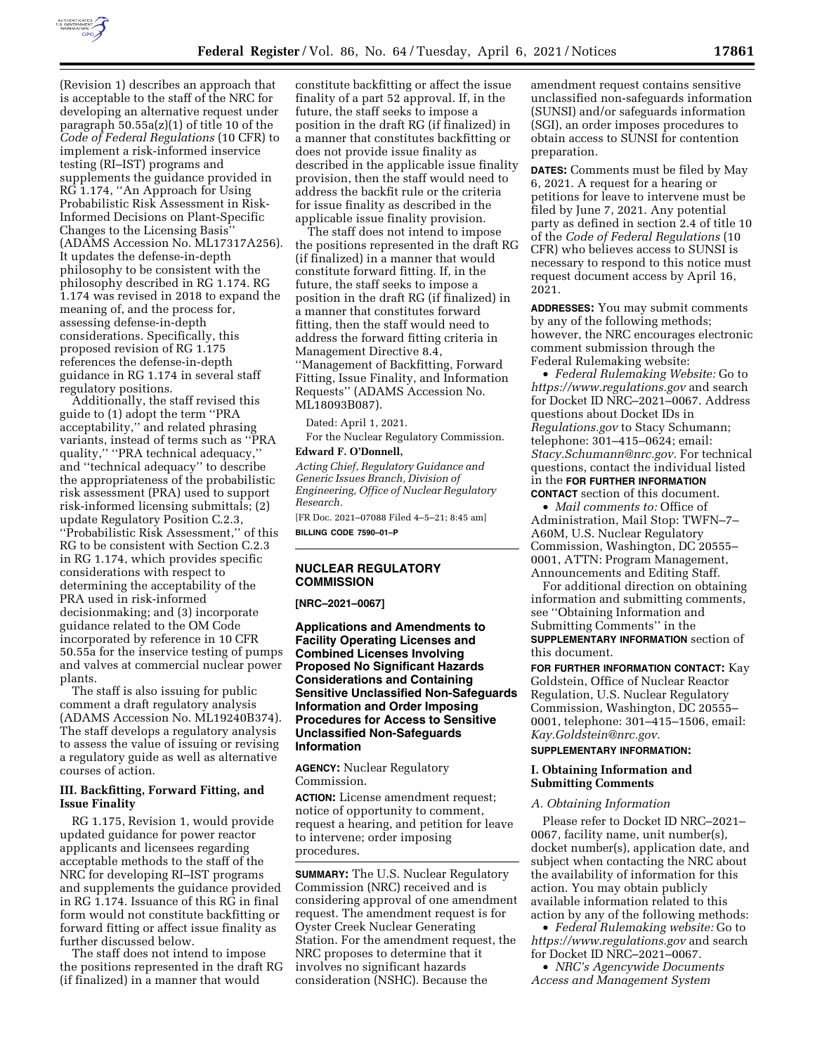(Revision 1) describes an approach that is acceptable to the staff of the NRC for developing an alternative request under paragraph 50.55a(z)(1) of title 10 of the *Code of Federal Regulations* (10 CFR) to implement a risk-informed inservice testing (RI–IST) programs and supplements the guidance provided in RG 1.174, ''An Approach for Using Probabilistic Risk Assessment in Risk-Informed Decisions on Plant-Specific Changes to the Licensing Basis'' (ADAMS Accession No. ML17317A256). It updates the defense-in-depth philosophy to be consistent with the philosophy described in RG 1.174. RG 1.174 was revised in 2018 to expand the meaning of, and the process for, assessing defense-in-depth considerations. Specifically, this proposed revision of RG 1.175 references the defense-in-depth guidance in RG 1.174 in several staff regulatory positions.

Additionally, the staff revised this guide to (1) adopt the term ''PRA acceptability,'' and related phrasing variants, instead of terms such as ''PRA quality,'' ''PRA technical adequacy,'' and ''technical adequacy'' to describe the appropriateness of the probabilistic risk assessment (PRA) used to support risk-informed licensing submittals; (2) update Regulatory Position C.2.3, ''Probabilistic Risk Assessment,'' of this RG to be consistent with Section C.2.3 in RG 1.174, which provides specific considerations with respect to determining the acceptability of the PRA used in risk-informed decisionmaking; and (3) incorporate guidance related to the OM Code incorporated by reference in 10 CFR 50.55a for the inservice testing of pumps and valves at commercial nuclear power plants.

The staff is also issuing for public comment a draft regulatory analysis (ADAMS Accession No. ML19240B374). The staff develops a regulatory analysis to assess the value of issuing or revising a regulatory guide as well as alternative courses of action.

### III. Backfitting, Forward Fitting, and Issue Finality

RG 1.175, Revision 1, would provide updated guidance for power reactor applicants and licensees regarding acceptable methods to the staff of the NRC for developing RI–IST programs and supplements the guidance provided in RG 1.174. Issuance of this RG in final form would not constitute backfitting or forward fitting or affect issue finality as further discussed below.

The staff does not intend to impose the positions represented in the draft RG (if finalized) in a manner that would constitute backfitting or affect the issue finality of a part 52 approval. If, in the future, the staff seeks to impose a position in the draft RG (if finalized) in a manner that constitutes backfitting or does not provide issue finality as described in the applicable issue finality provision, then the staff would need to address the backfit rule or the criteria for issue finality as described in the applicable issue finality provision.

The staff does not intend to impose the positions represented in the draft RG (if finalized) in a manner that would constitute forward fitting. If, in the future, the staff seeks to impose a position in the draft RG (if finalized) in a manner that constitutes forward fitting, then the staff would need to address the forward fitting criteria in Management Directive 8.4, ''Management of Backfitting, Forward Fitting, Issue Finality, and Information Requests'' (ADAMS Accession No. ML18093B087).

Dated: April 1, 2021.

For the Nuclear Regulatory Commission.

**Edward F. O'Donnell,**

*Acting Chief, Regulatory Guidance and Generic Issues Branch, Division of Engineering, Office of Nuclear Regulatory Research.*

[FR Doc. 2021–07088 Filed 4–5–21; 8:45 am]

**BILLING CODE 7590–01–P**

## NUCLEAR REGULATORY COMMISSION

**[NRC–2021–0067]**

## Applications and Amendments to Facility Operating Licenses and Combined Licenses Involving Proposed No Significant Hazards Considerations and Containing Sensitive Unclassified Non-Safeguards Information and Order Imposing Procedures for Access to Sensitive Unclassified Non-Safeguards Information

**AGENCY:** Nuclear Regulatory Commission.

**ACTION:** License amendment request; notice of opportunity to comment, request a hearing, and petition for leave to intervene; order imposing procedures.

**SUMMARY:** The U.S. Nuclear Regulatory Commission (NRC) received and is considering approval of one amendment request. The amendment request is for Oyster Creek Nuclear Generating Station. For the amendment request, the NRC proposes to determine that it involves no significant hazards consideration (NSHC). Because the amendment request contains sensitive unclassified non-safeguards information (SUNSI) and/or safeguards information (SGI), an order imposes procedures to obtain access to SUNSI for contention preparation.

**DATES:** Comments must be filed by May 6, 2021. A request for a hearing or petitions for leave to intervene must be filed by June 7, 2021. Any potential party as defined in section 2.4 of title 10 of the *Code of Federal Regulations* (10 CFR) who believes access to SUNSI is necessary to respond to this notice must request document access by April 16, 2021.

**ADDRESSES:** You may submit comments by any of the following methods; however, the NRC encourages electronic comment submission through the Federal Rulemaking website:

- *Federal Rulemaking Website:* Go to *https://www.regulations.gov* and search for Docket ID NRC–2021–0067. Address questions about Docket IDs in *Regulations.gov* to Stacy Schumann; telephone: 301–415–0624; email: *Stacy.Schumann@nrc.gov.* For technical questions, contact the individual listed in the **FOR FURTHER INFORMATION CONTACT** section of this document.
- *Mail comments to:* Office of Administration, Mail Stop: TWFN–7–A60M, U.S. Nuclear Regulatory Commission, Washington, DC 20555–0001, ATTN: Program Management, Announcements and Editing Staff.

For additional direction on obtaining information and submitting comments, see ''Obtaining Information and Submitting Comments'' in the **SUPPLEMENTARY INFORMATION** section of this document.

**FOR FURTHER INFORMATION CONTACT:** Kay Goldstein, Office of Nuclear Reactor Regulation, U.S. Nuclear Regulatory Commission, Washington, DC 20555–0001, telephone: 301–415–1506, email: *Kay.Goldstein@nrc.gov.*

**SUPPLEMENTARY INFORMATION:**

### I. Obtaining Information and Submitting Comments

*A. Obtaining Information*

Please refer to Docket ID NRC–2021–0067, facility name, unit number(s), docket number(s), application date, and subject when contacting the NRC about the availability of information for this action. You may obtain publicly available information related to this action by any of the following methods:

- *Federal Rulemaking website:* Go to *https://www.regulations.gov* and search for Docket ID NRC–2021–0067.
- *NRC's Agencywide Documents Access and Management System*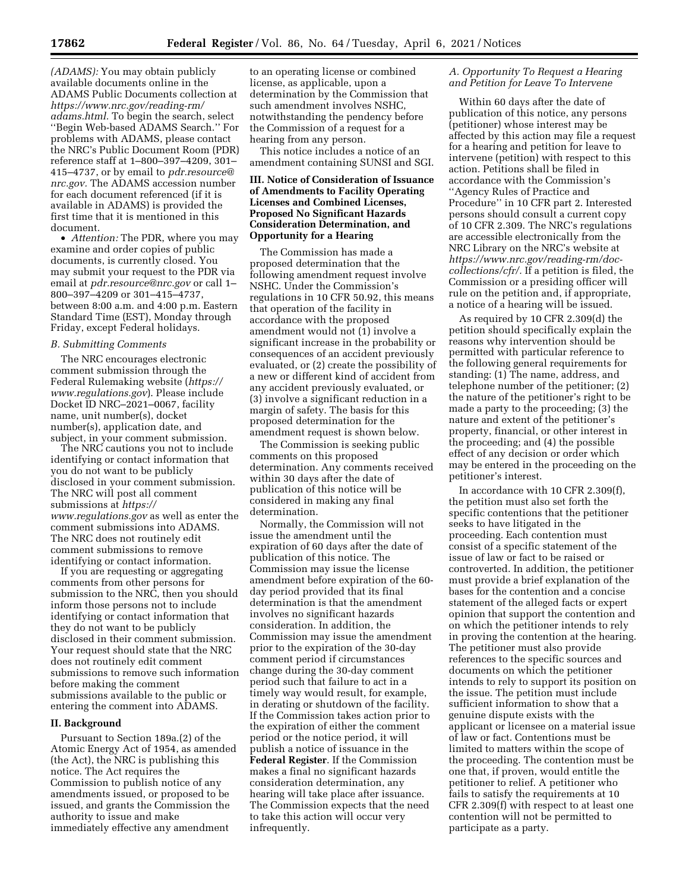*(ADAMS):* You may obtain publicly available documents online in the ADAMS Public Documents collection at *https://www.nrc.gov/reading-rm/adams.html.* To begin the search, select ''Begin Web-based ADAMS Search.'' For problems with ADAMS, please contact the NRC's Public Document Room (PDR) reference staff at 1–800–397–4209, 301–415–4737, or by email to *pdr.resource@nrc.gov*. The ADAMS accession number for each document referenced (if it is available in ADAMS) is provided the first time that it is mentioned in this document.

- *Attention:* The PDR, where you may examine and order copies of public documents, is currently closed. You may submit your request to the PDR via email at *pdr.resource@nrc.gov* or call 1–800–397–4209 or 301–415–4737, between 8:00 a.m. and 4:00 p.m. Eastern Standard Time (EST), Monday through Friday, except Federal holidays.

### *B. Submitting Comments*

The NRC encourages electronic comment submission through the Federal Rulemaking website (*https://www.regulations.gov*). Please include Docket ID NRC–2021–0067, facility name, unit number(s), docket number(s), application date, and subject, in your comment submission.

The NRC cautions you not to include identifying or contact information that you do not want to be publicly disclosed in your comment submission. The NRC will post all comment submissions at *https://www.regulations.gov* as well as enter the comment submissions into ADAMS. The NRC does not routinely edit comment submissions to remove identifying or contact information.

If you are requesting or aggregating comments from other persons for submission to the NRC, then you should inform those persons not to include identifying or contact information that they do not want to be publicly disclosed in their comment submission. Your request should state that the NRC does not routinely edit comment submissions to remove such information before making the comment submissions available to the public or entering the comment into ADAMS.

## II. Background

Pursuant to Section 189a.(2) of the Atomic Energy Act of 1954, as amended (the Act), the NRC is publishing this notice. The Act requires the Commission to publish notice of any amendments issued, or proposed to be issued, and grants the Commission the authority to issue and make immediately effective any amendment to an operating license or combined license, as applicable, upon a determination by the Commission that such amendment involves NSHC, notwithstanding the pendency before the Commission of a request for a hearing from any person.

This notice includes a notice of an amendment containing SUNSI and SGI.

## III. Notice of Consideration of Issuance of Amendments to Facility Operating Licenses and Combined Licenses, Proposed No Significant Hazards Consideration Determination, and Opportunity for a Hearing

The Commission has made a proposed determination that the following amendment request involve NSHC. Under the Commission's regulations in 10 CFR 50.92, this means that operation of the facility in accordance with the proposed amendment would not (1) involve a significant increase in the probability or consequences of an accident previously evaluated, or (2) create the possibility of a new or different kind of accident from any accident previously evaluated, or (3) involve a significant reduction in a margin of safety. The basis for this proposed determination for the amendment request is shown below.

The Commission is seeking public comments on this proposed determination. Any comments received within 30 days after the date of publication of this notice will be considered in making any final determination.

Normally, the Commission will not issue the amendment until the expiration of 60 days after the date of publication of this notice. The Commission may issue the license amendment before expiration of the 60-day period provided that its final determination is that the amendment involves no significant hazards consideration. In addition, the Commission may issue the amendment prior to the expiration of the 30-day comment period if circumstances change during the 30-day comment period such that failure to act in a timely way would result, for example, in derating or shutdown of the facility. If the Commission takes action prior to the expiration of either the comment period or the notice period, it will publish a notice of issuance in the **Federal Register**. If the Commission makes a final no significant hazards consideration determination, any hearing will take place after issuance. The Commission expects that the need to take this action will occur very infrequently.

### *A. Opportunity To Request a Hearing and Petition for Leave To Intervene*

Within 60 days after the date of publication of this notice, any persons (petitioner) whose interest may be affected by this action may file a request for a hearing and petition for leave to intervene (petition) with respect to this action. Petitions shall be filed in accordance with the Commission's ''Agency Rules of Practice and Procedure'' in 10 CFR part 2. Interested persons should consult a current copy of 10 CFR 2.309. The NRC's regulations are accessible electronically from the NRC Library on the NRC's website at *https://www.nrc.gov/reading-rm/doc-collections/cfr/*. If a petition is filed, the Commission or a presiding officer will rule on the petition and, if appropriate, a notice of a hearing will be issued.

As required by 10 CFR 2.309(d) the petition should specifically explain the reasons why intervention should be permitted with particular reference to the following general requirements for standing: (1) The name, address, and telephone number of the petitioner; (2) the nature of the petitioner's right to be made a party to the proceeding; (3) the nature and extent of the petitioner's property, financial, or other interest in the proceeding; and (4) the possible effect of any decision or order which may be entered in the proceeding on the petitioner's interest.

In accordance with 10 CFR 2.309(f), the petition must also set forth the specific contentions that the petitioner seeks to have litigated in the proceeding. Each contention must consist of a specific statement of the issue of law or fact to be raised or controverted. In addition, the petitioner must provide a brief explanation of the bases for the contention and a concise statement of the alleged facts or expert opinion that support the contention and on which the petitioner intends to rely in proving the contention at the hearing. The petitioner must also provide references to the specific sources and documents on which the petitioner intends to rely to support its position on the issue. The petition must include sufficient information to show that a genuine dispute exists with the applicant or licensee on a material issue of law or fact. Contentions must be limited to matters within the scope of the proceeding. The contention must be one that, if proven, would entitle the petitioner to relief. A petitioner who fails to satisfy the requirements at 10 CFR 2.309(f) with respect to at least one contention will not be permitted to participate as a party.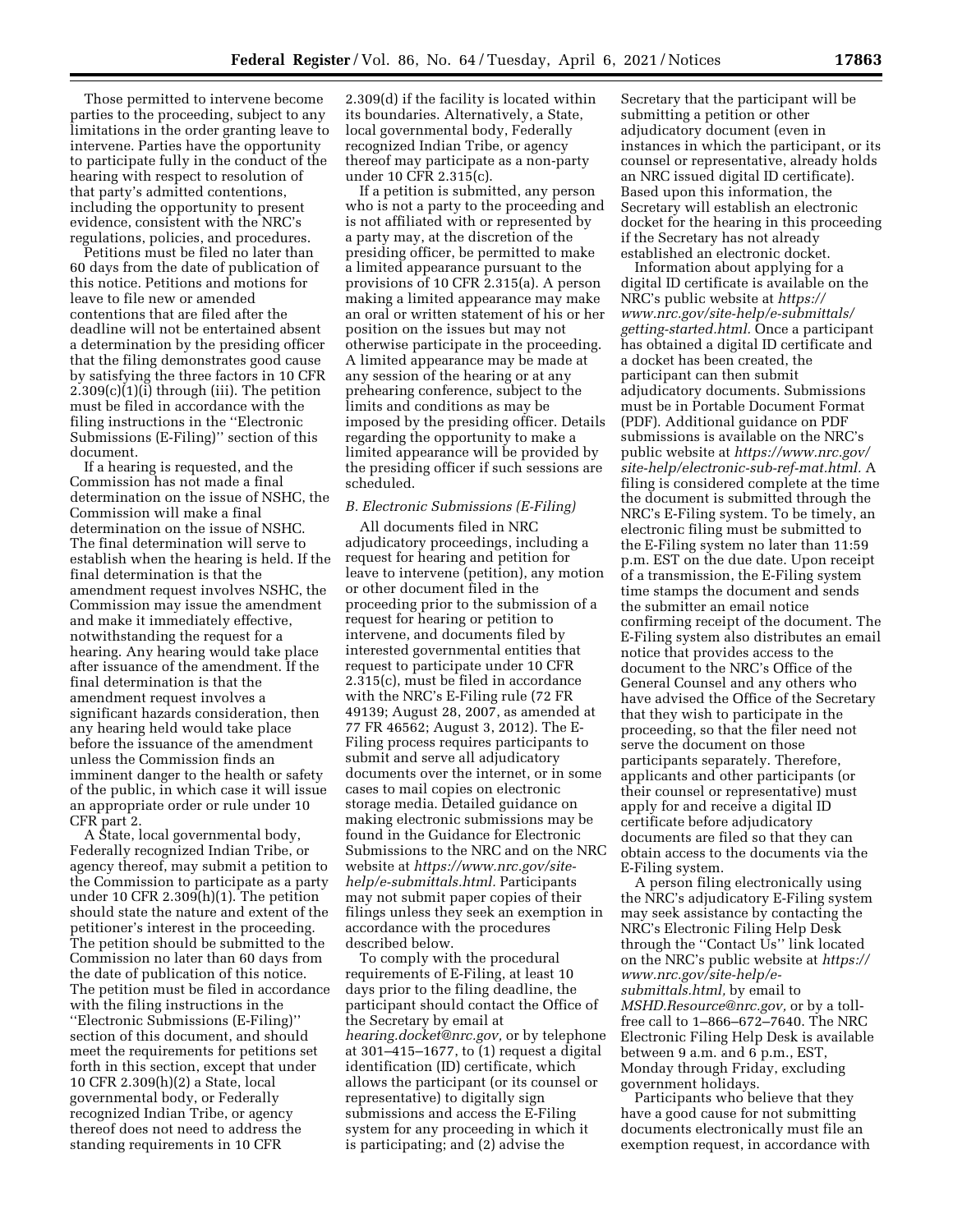Those permitted to intervene become parties to the proceeding, subject to any limitations in the order granting leave to intervene. Parties have the opportunity to participate fully in the conduct of the hearing with respect to resolution of that party's admitted contentions, including the opportunity to present evidence, consistent with the NRC's regulations, policies, and procedures.

Petitions must be filed no later than 60 days from the date of publication of this notice. Petitions and motions for leave to file new or amended contentions that are filed after the deadline will not be entertained absent a determination by the presiding officer that the filing demonstrates good cause by satisfying the three factors in 10 CFR 2.309(c)(1)(i) through (iii). The petition must be filed in accordance with the filing instructions in the "Electronic Submissions (E-Filing)" section of this document.

If a hearing is requested, and the Commission has not made a final determination on the issue of NSHC, the Commission will make a final determination on the issue of NSHC. The final determination will serve to establish when the hearing is held. If the final determination is that the amendment request involves NSHC, the Commission may issue the amendment and make it immediately effective, notwithstanding the request for a hearing. Any hearing would take place after issuance of the amendment. If the final determination is that the amendment request involves a significant hazards consideration, then any hearing held would take place before the issuance of the amendment unless the Commission finds an imminent danger to the health or safety of the public, in which case it will issue an appropriate order or rule under 10 CFR part 2.

A State, local governmental body, Federally recognized Indian Tribe, or agency thereof, may submit a petition to the Commission to participate as a party under 10 CFR 2.309(h)(1). The petition should state the nature and extent of the petitioner's interest in the proceeding. The petition should be submitted to the Commission no later than 60 days from the date of publication of this notice. The petition must be filed in accordance with the filing instructions in the "Electronic Submissions (E-Filing)" section of this document, and should meet the requirements for petitions set forth in this section, except that under 10 CFR 2.309(h)(2) a State, local governmental body, or Federally recognized Indian Tribe, or agency thereof does not need to address the standing requirements in 10 CFR 2.309(d) if the facility is located within its boundaries. Alternatively, a State, local governmental body, Federally recognized Indian Tribe, or agency thereof may participate as a non-party under 10 CFR 2.315(c).

If a petition is submitted, any person who is not a party to the proceeding and is not affiliated with or represented by a party may, at the discretion of the presiding officer, be permitted to make a limited appearance pursuant to the provisions of 10 CFR 2.315(a). A person making a limited appearance may make an oral or written statement of his or her position on the issues but may not otherwise participate in the proceeding. A limited appearance may be made at any session of the hearing or at any prehearing conference, subject to the limits and conditions as may be imposed by the presiding officer. Details regarding the opportunity to make a limited appearance will be provided by the presiding officer if such sessions are scheduled.

### *B. Electronic Submissions (E-Filing)*

All documents filed in NRC adjudicatory proceedings, including a request for hearing and petition for leave to intervene (petition), any motion or other document filed in the proceeding prior to the submission of a request for hearing or petition to intervene, and documents filed by interested governmental entities that request to participate under 10 CFR 2.315(c), must be filed in accordance with the NRC's E-Filing rule (72 FR 49139; August 28, 2007, as amended at 77 FR 46562; August 3, 2012). The E-Filing process requires participants to submit and serve all adjudicatory documents over the internet, or in some cases to mail copies on electronic storage media. Detailed guidance on making electronic submissions may be found in the Guidance for Electronic Submissions to the NRC and on the NRC website at *https://www.nrc.gov/site-help/e-submittals.html.* Participants may not submit paper copies of their filings unless they seek an exemption in accordance with the procedures described below.

To comply with the procedural requirements of E-Filing, at least 10 days prior to the filing deadline, the participant should contact the Office of the Secretary by email at *hearing.docket@nrc.gov,* or by telephone at 301–415–1677, to (1) request a digital identification (ID) certificate, which allows the participant (or its counsel or representative) to digitally sign submissions and access the E-Filing system for any proceeding in which it is participating; and (2) advise the Secretary that the participant will be submitting a petition or other adjudicatory document (even in instances in which the participant, or its counsel or representative, already holds an NRC issued digital ID certificate). Based upon this information, the Secretary will establish an electronic docket for the hearing in this proceeding if the Secretary has not already established an electronic docket.

Information about applying for a digital ID certificate is available on the NRC's public website at *https://www.nrc.gov/site-help/e-submittals/getting-started.html.* Once a participant has obtained a digital ID certificate and a docket has been created, the participant can then submit adjudicatory documents. Submissions must be in Portable Document Format (PDF). Additional guidance on PDF submissions is available on the NRC's public website at *https://www.nrc.gov/site-help/electronic-sub-ref-mat.html.* A filing is considered complete at the time the document is submitted through the NRC's E-Filing system. To be timely, an electronic filing must be submitted to the E-Filing system no later than 11:59 p.m. EST on the due date. Upon receipt of a transmission, the E-Filing system time stamps the document and sends the submitter an email notice confirming receipt of the document. The E-Filing system also distributes an email notice that provides access to the document to the NRC's Office of the General Counsel and any others who have advised the Office of the Secretary that they wish to participate in the proceeding, so that the filer need not serve the document on those participants separately. Therefore, applicants and other participants (or their counsel or representative) must apply for and receive a digital ID certificate before adjudicatory documents are filed so that they can obtain access to the documents via the E-Filing system.

A person filing electronically using the NRC's adjudicatory E-Filing system may seek assistance by contacting the NRC's Electronic Filing Help Desk through the "Contact Us" link located on the NRC's public website at *https://www.nrc.gov/site-help/e-submittals.html,* by email to *MSHD.Resource@nrc.gov,* or by a toll-free call to 1–866–672–7640. The NRC Electronic Filing Help Desk is available between 9 a.m. and 6 p.m., EST, Monday through Friday, excluding government holidays.

Participants who believe that they have a good cause for not submitting documents electronically must file an exemption request, in accordance with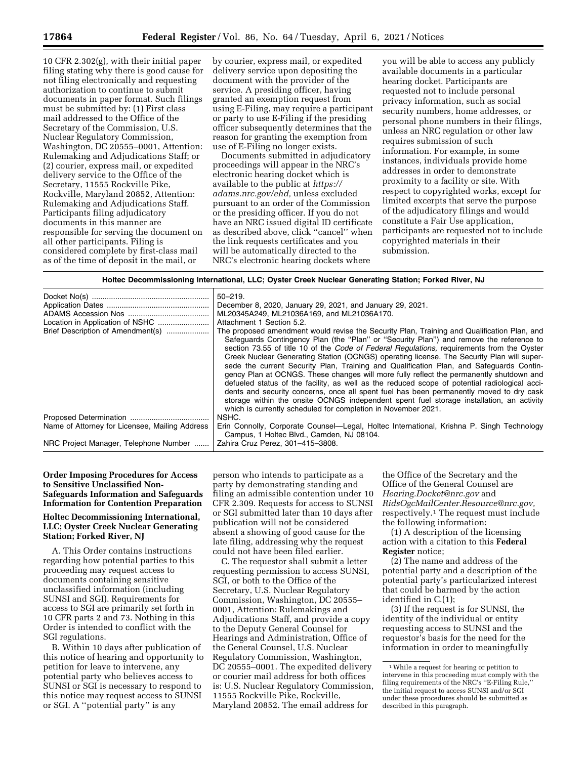10 CFR 2.302(g), with their initial paper filing stating why there is good cause for not filing electronically and requesting authorization to continue to submit documents in paper format. Such filings must be submitted by: (1) First class mail addressed to the Office of the Secretary of the Commission, U.S. Nuclear Regulatory Commission, Washington, DC 20555–0001, Attention: Rulemaking and Adjudications Staff; or (2) courier, express mail, or expedited delivery service to the Office of the Secretary, 11555 Rockville Pike, Rockville, Maryland 20852, Attention: Rulemaking and Adjudications Staff. Participants filing adjudicatory documents in this manner are responsible for serving the document on all other participants. Filing is considered complete by first-class mail as of the time of deposit in the mail, or by courier, express mail, or expedited delivery service upon depositing the document with the provider of the service. A presiding officer, having granted an exemption request from using E-Filing, may require a participant or party to use E-Filing if the presiding officer subsequently determines that the reason for granting the exemption from use of E-Filing no longer exists.

Documents submitted in adjudicatory proceedings will appear in the NRC's electronic hearing docket which is available to the public at *https://adams.nrc.gov/ehd,* unless excluded pursuant to an order of the Commission or the presiding officer. If you do not have an NRC issued digital ID certificate as described above, click "cancel" when the link requests certificates and you will be automatically directed to the NRC's electronic hearing dockets where you will be able to access any publicly available documents in a particular hearing docket. Participants are requested not to include personal privacy information, such as social security numbers, home addresses, or personal phone numbers in their filings, unless an NRC regulation or other law requires submission of such information. For example, in some instances, individuals provide home addresses in order to demonstrate proximity to a facility or site. With respect to copyrighted works, except for limited excerpts that serve the purpose of the adjudicatory filings and would constitute a Fair Use application, participants are requested not to include copyrighted materials in their submission.

| Holtec Decommissioning International, LLC; Oyster Creek Nuclear Generating Station; Forked River, NJ | |
|---|---|
| Docket No(s) | 50–219. |
| Application Dates | December 8, 2020, January 29, 2021, and January 29, 2021. |
| ADAMS Accession Nos | ML20345A249, ML21036A169, and ML21036A170. |
| Location in Application of NSHC | Attachment 1 Section 5.2. |
| Brief Description of Amendment(s) | The proposed amendment would revise the Security Plan, Training and Qualification Plan, and Safeguards Contingency Plan (the "Plan" or "Security Plan") and remove the reference to section 73.55 of title 10 of the *Code of Federal Regulations,* requirements from the Oyster Creek Nuclear Generating Station (OCNGS) operating license. The Security Plan will supersede the current Security Plan, Training and Qualification Plan, and Safeguards Contingency Plan at OCNGS. These changes will more fully reflect the permanently shutdown and defueled status of the facility, as well as the reduced scope of potential radiological accidents and security concerns, once all spent fuel has been permanently moved to dry cask storage within the onsite OCNGS independent spent fuel storage installation, an activity which is currently scheduled for completion in November 2021. |
| Proposed Determination | NSHC. |
| Name of Attorney for Licensee, Mailing Address | Erin Connolly, Corporate Counsel—Legal, Holtec International, Krishna P. Singh Technology Campus, 1 Holtec Blvd., Camden, NJ 08104. |
| NRC Project Manager, Telephone Number | Zahira Cruz Perez, 301–415–3808. |

## Order Imposing Procedures for Access to Sensitive Unclassified Non-Safeguards Information and Safeguards Information for Contention Preparation

### Holtec Decommissioning International, LLC; Oyster Creek Nuclear Generating Station; Forked River, NJ

A. This Order contains instructions regarding how potential parties to this proceeding may request access to documents containing sensitive unclassified information (including SUNSI and SGI). Requirements for access to SGI are primarily set forth in 10 CFR parts 2 and 73. Nothing in this Order is intended to conflict with the SGI regulations.

B. Within 10 days after publication of this notice of hearing and opportunity to petition for leave to intervene, any potential party who believes access to SUNSI or SGI is necessary to respond to this notice may request access to SUNSI or SGI. A "potential party" is any person who intends to participate as a party by demonstrating standing and filing an admissible contention under 10 CFR 2.309. Requests for access to SUNSI or SGI submitted later than 10 days after publication will not be considered absent a showing of good cause for the late filing, addressing why the request could not have been filed earlier.

C. The requestor shall submit a letter requesting permission to access SUNSI, SGI, or both to the Office of the Secretary, U.S. Nuclear Regulatory Commission, Washington, DC 20555–0001, Attention: Rulemakings and Adjudications Staff, and provide a copy to the Deputy General Counsel for Hearings and Administration, Office of the General Counsel, U.S. Nuclear Regulatory Commission, Washington, DC 20555–0001. The expedited delivery or courier mail address for both offices is: U.S. Nuclear Regulatory Commission, 11555 Rockville Pike, Rockville, Maryland 20852. The email address for the Office of the Secretary and the Office of the General Counsel are *Hearing.Docket@nrc.gov* and *RidsOgcMailCenter.Resource@nrc.gov,* respectively.[1] The request must include the following information:

(1) A description of the licensing action with a citation to this **Federal Register** notice;

(2) The name and address of the potential party and a description of the potential party's particularized interest that could be harmed by the action identified in C.(1);

(3) If the request is for SUNSI, the identity of the individual or entity requesting access to SUNSI and the requestor's basis for the need for the information in order to meaningfully

[1] While a request for hearing or petition to intervene in this proceeding must comply with the filing requirements of the NRC's "E-Filing Rule," the initial request to access SUNSI and/or SGI under these procedures should be submitted as described in this paragraph.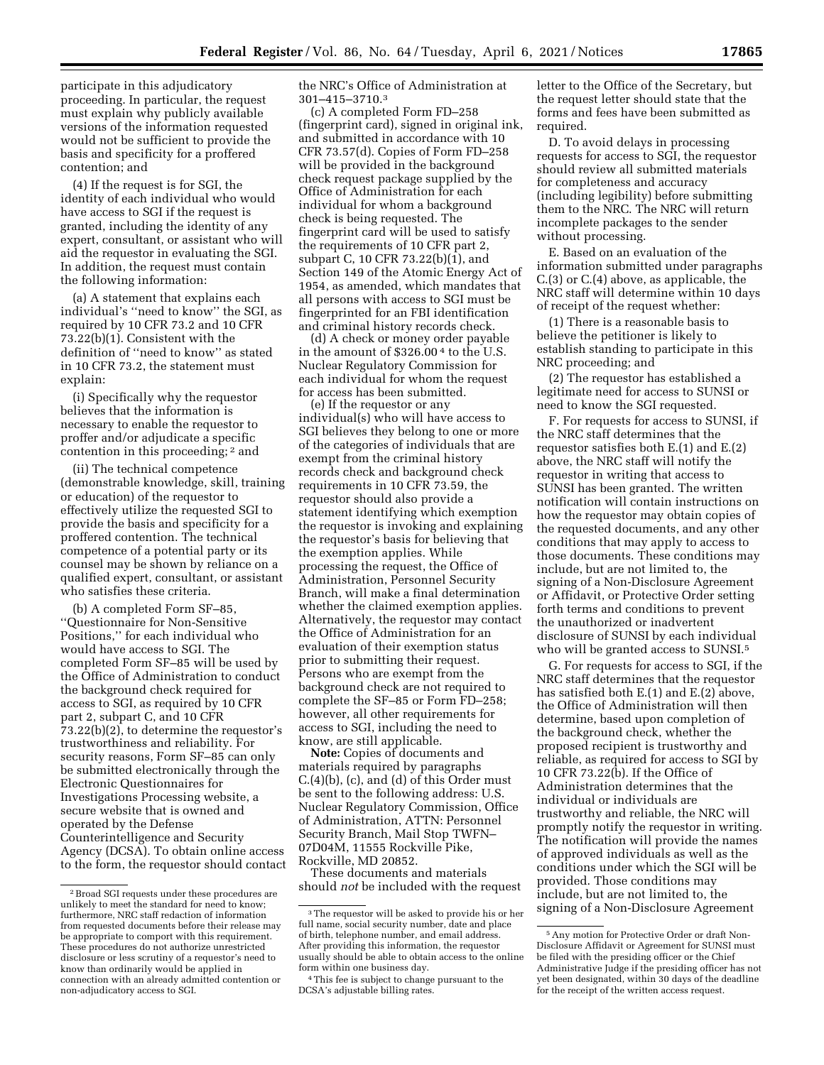participate in this adjudicatory proceeding. In particular, the request must explain why publicly available versions of the information requested would not be sufficient to provide the basis and specificity for a proffered contention; and

(4) If the request is for SGI, the identity of each individual who would have access to SGI if the request is granted, including the identity of any expert, consultant, or assistant who will aid the requestor in evaluating the SGI. In addition, the request must contain the following information:

(a) A statement that explains each individual's ''need to know'' the SGI, as required by 10 CFR 73.2 and 10 CFR 73.22(b)(1). Consistent with the definition of ''need to know'' as stated in 10 CFR 73.2, the statement must explain:

(i) Specifically why the requestor believes that the information is necessary to enable the requestor to proffer and/or adjudicate a specific contention in this proceeding; [2] and

(ii) The technical competence (demonstrable knowledge, skill, training or education) of the requestor to effectively utilize the requested SGI to provide the basis and specificity for a proffered contention. The technical competence of a potential party or its counsel may be shown by reliance on a qualified expert, consultant, or assistant who satisfies these criteria.

(b) A completed Form SF–85, ''Questionnaire for Non-Sensitive Positions,'' for each individual who would have access to SGI. The completed Form SF–85 will be used by the Office of Administration to conduct the background check required for access to SGI, as required by 10 CFR part 2, subpart C, and 10 CFR 73.22(b)(2), to determine the requestor's trustworthiness and reliability. For security reasons, Form SF–85 can only be submitted electronically through the Electronic Questionnaires for Investigations Processing website, a secure website that is owned and operated by the Defense Counterintelligence and Security Agency (DCSA). To obtain online access to the form, the requestor should contact the NRC's Office of Administration at 301–415–3710.[3]

(c) A completed Form FD–258 (fingerprint card), signed in original ink, and submitted in accordance with 10 CFR 73.57(d). Copies of Form FD–258 will be provided in the background check request package supplied by the Office of Administration for each individual for whom a background check is being requested. The fingerprint card will be used to satisfy the requirements of 10 CFR part 2, subpart C, 10 CFR 73.22(b)(1), and Section 149 of the Atomic Energy Act of 1954, as amended, which mandates that all persons with access to SGI must be fingerprinted for an FBI identification and criminal history records check.

(d) A check or money order payable in the amount of $326.00 [4] to the U.S. Nuclear Regulatory Commission for each individual for whom the request for access has been submitted.

(e) If the requestor or any individual(s) who will have access to SGI believes they belong to one or more of the categories of individuals that are exempt from the criminal history records check and background check requirements in 10 CFR 73.59, the requestor should also provide a statement identifying which exemption the requestor is invoking and explaining the requestor's basis for believing that the exemption applies. While processing the request, the Office of Administration, Personnel Security Branch, will make a final determination whether the claimed exemption applies. Alternatively, the requestor may contact the Office of Administration for an evaluation of their exemption status prior to submitting their request. Persons who are exempt from the background check are not required to complete the SF–85 or Form FD–258; however, all other requirements for access to SGI, including the need to know, are still applicable.

**Note:** Copies of documents and materials required by paragraphs C.(4)(b), (c), and (d) of this Order must be sent to the following address: U.S. Nuclear Regulatory Commission, Office of Administration, ATTN: Personnel Security Branch, Mail Stop TWFN–07D04M, 11555 Rockville Pike, Rockville, MD 20852.

These documents and materials should *not* be included with the request letter to the Office of the Secretary, but the request letter should state that the forms and fees have been submitted as required.

D. To avoid delays in processing requests for access to SGI, the requestor should review all submitted materials for completeness and accuracy (including legibility) before submitting them to the NRC. The NRC will return incomplete packages to the sender without processing.

E. Based on an evaluation of the information submitted under paragraphs C.(3) or C.(4) above, as applicable, the NRC staff will determine within 10 days of receipt of the request whether:

(1) There is a reasonable basis to believe the petitioner is likely to establish standing to participate in this NRC proceeding; and

(2) The requestor has established a legitimate need for access to SUNSI or need to know the SGI requested.

F. For requests for access to SUNSI, if the NRC staff determines that the requestor satisfies both E.(1) and E.(2) above, the NRC staff will notify the requestor in writing that access to SUNSI has been granted. The written notification will contain instructions on how the requestor may obtain copies of the requested documents, and any other conditions that may apply to access to those documents. These conditions may include, but are not limited to, the signing of a Non-Disclosure Agreement or Affidavit, or Protective Order setting forth terms and conditions to prevent the unauthorized or inadvertent disclosure of SUNSI by each individual who will be granted access to SUNSI.[5]

G. For requests for access to SGI, if the NRC staff determines that the requestor has satisfied both E.(1) and E.(2) above, the Office of Administration will then determine, based upon completion of the background check, whether the proposed recipient is trustworthy and reliable, as required for access to SGI by 10 CFR 73.22(b). If the Office of Administration determines that the individual or individuals are trustworthy and reliable, the NRC will promptly notify the requestor in writing. The notification will provide the names of approved individuals as well as the conditions under which the SGI will be provided. Those conditions may include, but are not limited to, the signing of a Non-Disclosure Agreement

---

[2] Broad SGI requests under these procedures are unlikely to meet the standard for need to know; furthermore, NRC staff redaction of information from requested documents before their release may be appropriate to comport with this requirement. These procedures do not authorize unrestricted disclosure or less scrutiny of a requestor's need to know than ordinarily would be applied in connection with an already admitted contention or non-adjudicatory access to SGI.

[3] The requestor will be asked to provide his or her full name, social security number, date and place of birth, telephone number, and email address. After providing this information, the requestor usually should be able to obtain access to the online form within one business day.

[4] This fee is subject to change pursuant to the DCSA's adjustable billing rates.

[5] Any motion for Protective Order or draft Non-Disclosure Affidavit or Agreement for SUNSI must be filed with the presiding officer or the Chief Administrative Judge if the presiding officer has not yet been designated, within 30 days of the deadline for the receipt of the written access request.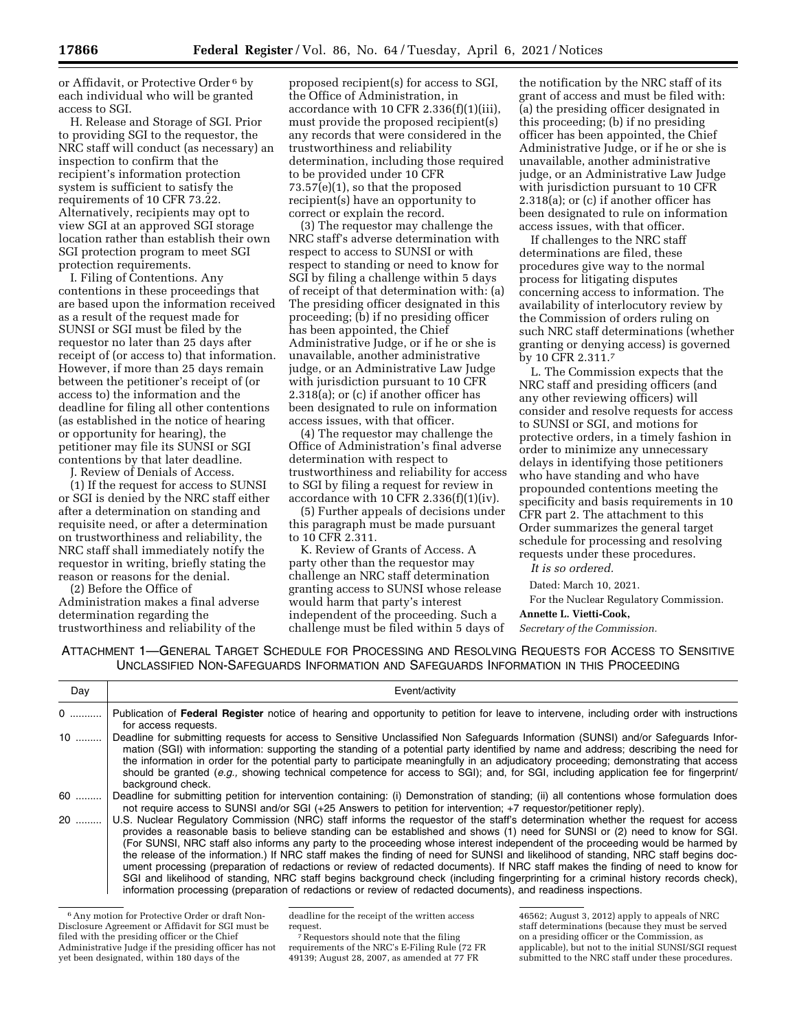or Affidavit, or Protective Order[6] by each individual who will be granted access to SGI.

H. Release and Storage of SGI. Prior to providing SGI to the requestor, the NRC staff will conduct (as necessary) an inspection to confirm that the recipient's information protection system is sufficient to satisfy the requirements of 10 CFR 73.22. Alternatively, recipients may opt to view SGI at an approved SGI storage location rather than establish their own SGI protection program to meet SGI protection requirements.

I. Filing of Contentions. Any contentions in these proceedings that are based upon the information received as a result of the request made for SUNSI or SGI must be filed by the requestor no later than 25 days after receipt of (or access to) that information. However, if more than 25 days remain between the petitioner's receipt of (or access to) the information and the deadline for filing all other contentions (as established in the notice of hearing or opportunity for hearing), the petitioner may file its SUNSI or SGI contentions by that later deadline.

J. Review of Denials of Access.

(1) If the request for access to SUNSI or SGI is denied by the NRC staff either after a determination on standing and requisite need, or after a determination on trustworthiness and reliability, the NRC staff shall immediately notify the requestor in writing, briefly stating the reason or reasons for the denial.

(2) Before the Office of Administration makes a final adverse determination regarding the trustworthiness and reliability of the proposed recipient(s) for access to SGI, the Office of Administration, in accordance with 10 CFR 2.336(f)(1)(iii), must provide the proposed recipient(s) any records that were considered in the trustworthiness and reliability determination, including those required to be provided under 10 CFR 73.57(e)(1), so that the proposed recipient(s) have an opportunity to correct or explain the record.

(3) The requestor may challenge the NRC staff's adverse determination with respect to access to SUNSI or with respect to standing or need to know for SGI by filing a challenge within 5 days of receipt of that determination with: (a) The presiding officer designated in this proceeding; (b) if no presiding officer has been appointed, the Chief Administrative Judge, or if he or she is unavailable, another administrative judge, or an Administrative Law Judge with jurisdiction pursuant to 10 CFR 2.318(a); or (c) if another officer has been designated to rule on information access issues, with that officer.

(4) The requestor may challenge the Office of Administration's final adverse determination with respect to trustworthiness and reliability for access to SGI by filing a request for review in accordance with 10 CFR 2.336(f)(1)(iv).

(5) Further appeals of decisions under this paragraph must be made pursuant to 10 CFR 2.311.

K. Review of Grants of Access. A party other than the requestor may challenge an NRC staff determination granting access to SUNSI whose release would harm that party's interest independent of the proceeding. Such a challenge must be filed within 5 days of the notification by the NRC staff of its grant of access and must be filed with: (a) the presiding officer designated in this proceeding; (b) if no presiding officer has been appointed, the Chief Administrative Judge, or if he or she is unavailable, another administrative judge, or an Administrative Law Judge with jurisdiction pursuant to 10 CFR 2.318(a); or (c) if another officer has been designated to rule on information access issues, with that officer.

If challenges to the NRC staff determinations are filed, these procedures give way to the normal process for litigating disputes concerning access to information. The availability of interlocutory review by the Commission of orders ruling on such NRC staff determinations (whether granting or denying access) is governed by 10 CFR 2.311.[7]

L. The Commission expects that the NRC staff and presiding officers (and any other reviewing officers) will consider and resolve requests for access to SUNSI or SGI, and motions for protective orders, in a timely fashion in order to minimize any unnecessary delays in identifying those petitioners who have standing and who have propounded contentions meeting the specificity and basis requirements in 10 CFR part 2. The attachment to this Order summarizes the general target schedule for processing and resolving requests under these procedures.

*It is so ordered.*

Dated: March 10, 2021.

For the Nuclear Regulatory Commission.

**Annette L. Vietti-Cook,**

*Secretary of the Commission.*

ATTACHMENT 1—GENERAL TARGET SCHEDULE FOR PROCESSING AND RESOLVING REQUESTS FOR ACCESS TO SENSITIVE UNCLASSIFIED NON-SAFEGUARDS INFORMATION AND SAFEGUARDS INFORMATION IN THIS PROCEEDING

| Day | Event/activity |
|---|---|
| 0 | Publication of **Federal Register** notice of hearing and opportunity to petition for leave to intervene, including order with instructions for access requests. |
| 10 | Deadline for submitting requests for access to Sensitive Unclassified Non Safeguards Information (SUNSI) and/or Safeguards Information (SGI) with information: supporting the standing of a potential party identified by name and address; describing the need for the information in order for the potential party to participate meaningfully in an adjudicatory proceeding; demonstrating that access should be granted (*e.g.,* showing technical competence for access to SGI); and, for SGI, including application fee for fingerprint/background check. |
| 60 | Deadline for submitting petition for intervention containing: (i) Demonstration of standing; (ii) all contentions whose formulation does not require access to SUNSI and/or SGI (+25 Answers to petition for intervention; +7 requestor/petitioner reply). |
| 20 | U.S. Nuclear Regulatory Commission (NRC) staff informs the requestor of the staff's determination whether the request for access provides a reasonable basis to believe standing can be established and shows (1) need for SUNSI or (2) need to know for SGI. (For SUNSI, NRC staff also informs any party to the proceeding whose interest independent of the proceeding would be harmed by the release of the information.) If NRC staff makes the finding of need for SUNSI and likelihood of standing, NRC staff begins document processing (preparation of redactions or review of redacted documents). If NRC staff makes the finding of need to know for SGI and likelihood of standing, NRC staff begins background check (including fingerprinting for a criminal history records check), information processing (preparation of redactions or review of redacted documents), and readiness inspections. |

[6] Any motion for Protective Order or draft Non-Disclosure Agreement or Affidavit for SGI must be filed with the presiding officer or the Chief Administrative Judge if the presiding officer has not yet been designated, within 180 days of the deadline for the receipt of the written access request.

[7] Requestors should note that the filing requirements of the NRC's E-Filing Rule (72 FR 49139; August 28, 2007, as amended at 77 FR 46562; August 3, 2012) apply to appeals of NRC staff determinations (because they must be served on a presiding officer or the Commission, as applicable), but not to the initial SUNSI/SGI request submitted to the NRC staff under these procedures.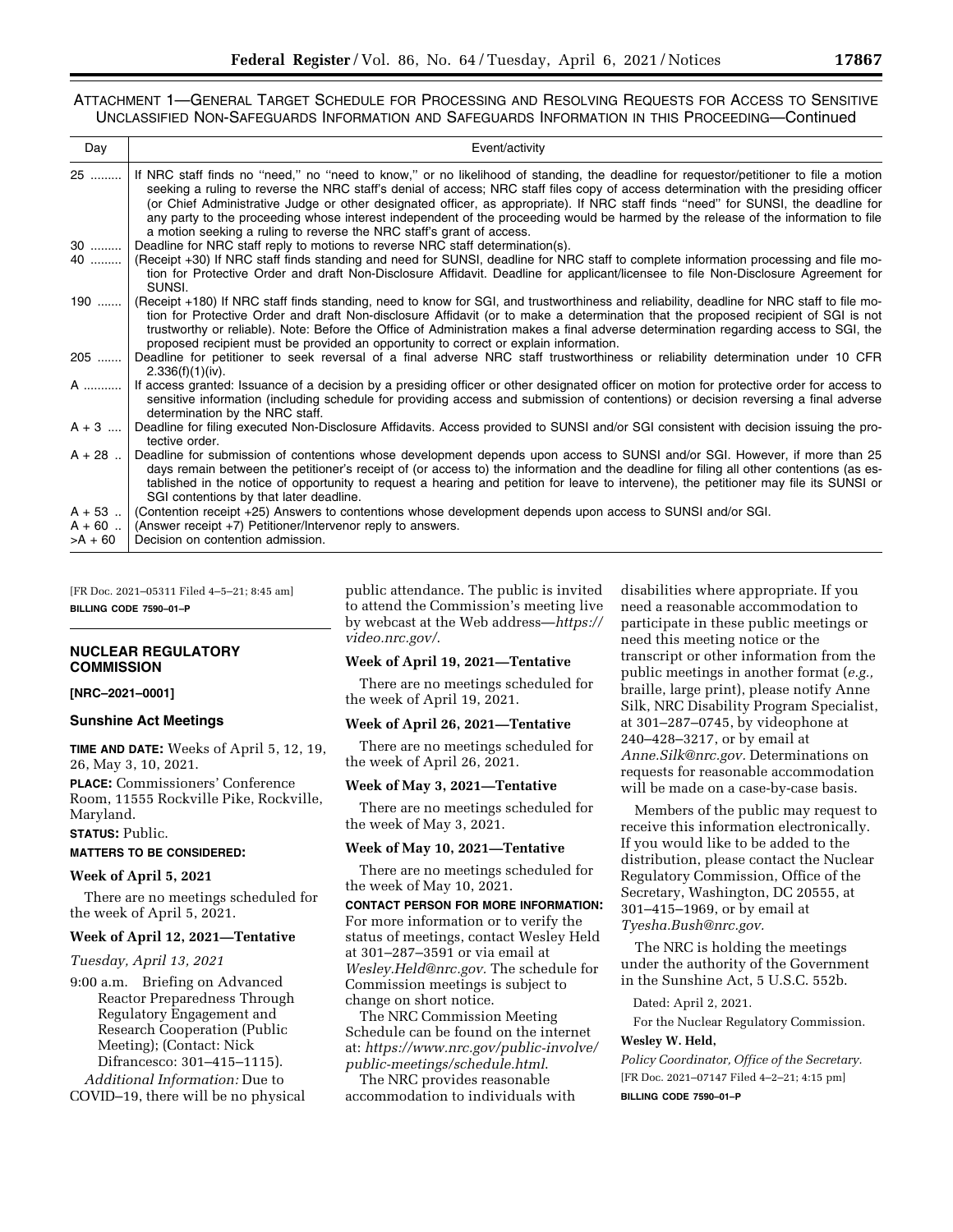ATTACHMENT 1—GENERAL TARGET SCHEDULE FOR PROCESSING AND RESOLVING REQUESTS FOR ACCESS TO SENSITIVE UNCLASSIFIED NON-SAFEGUARDS INFORMATION AND SAFEGUARDS INFORMATION IN THIS PROCEEDING—Continued

| Day | Event/activity |
| --- | --- |
| 25 | If NRC staff finds no "need," no "need to know," or no likelihood of standing, the deadline for requestor/petitioner to file a motion seeking a ruling to reverse the NRC staff's denial of access; NRC staff files copy of access determination with the presiding officer (or Chief Administrative Judge or other designated officer, as appropriate). If NRC staff finds "need" for SUNSI, the deadline for any party to the proceeding whose interest independent of the proceeding would be harmed by the release of the information to file a motion seeking a ruling to reverse the NRC staff's grant of access. |
| 30 | Deadline for NRC staff reply to motions to reverse NRC staff determination(s). |
| 40 | (Receipt +30) If NRC staff finds standing and need for SUNSI, deadline for NRC staff to complete information processing and file motion for Protective Order and draft Non-Disclosure Affidavit. Deadline for applicant/licensee to file Non-Disclosure Agreement for SUNSI. |
| 190 | (Receipt +180) If NRC staff finds standing, need to know for SGI, and trustworthiness and reliability, deadline for NRC staff to file motion for Protective Order and draft Non-disclosure Affidavit (or to make a determination that the proposed recipient of SGI is not trustworthy or reliable). Note: Before the Office of Administration makes a final adverse determination regarding access to SGI, the proposed recipient must be provided an opportunity to correct or explain information. |
| 205 | Deadline for petitioner to seek reversal of a final adverse NRC staff trustworthiness or reliability determination under 10 CFR 2.336(f)(1)(iv). |
| A | If access granted: Issuance of a decision by a presiding officer or other designated officer on motion for protective order for access to sensitive information (including schedule for providing access and submission of contentions) or decision reversing a final adverse determination by the NRC staff. |
| A + 3 | Deadline for filing executed Non-Disclosure Affidavits. Access provided to SUNSI and/or SGI consistent with decision issuing the protective order. |
| A + 28 | Deadline for submission of contentions whose development depends upon access to SUNSI and/or SGI. However, if more than 25 days remain between the petitioner's receipt of (or access to) the information and the deadline for filing all other contentions (as established in the notice of opportunity to request a hearing and petition for leave to intervene), the petitioner may file its SUNSI or SGI contentions by that later deadline. |
| A + 53 | (Contention receipt +25) Answers to contentions whose development depends upon access to SUNSI and/or SGI. |
| A + 60 | (Answer receipt +7) Petitioner/Intervenor reply to answers. |
| >A + 60 | Decision on contention admission. |

[FR Doc. 2021–05311 Filed 4–5–21; 8:45 am]

**BILLING CODE 7590–01–P**

## NUCLEAR REGULATORY COMMISSION

**[NRC–2021–0001]**

### Sunshine Act Meetings

**TIME AND DATE:** Weeks of April 5, 12, 19, 26, May 3, 10, 2021.

**PLACE:** Commissioners' Conference Room, 11555 Rockville Pike, Rockville, Maryland.

**STATUS:** Public.

**MATTERS TO BE CONSIDERED:**

**Week of April 5, 2021**

There are no meetings scheduled for the week of April 5, 2021.

**Week of April 12, 2021—Tentative**

*Tuesday, April 13, 2021*

9:00 a.m. Briefing on Advanced Reactor Preparedness Through Regulatory Engagement and Research Cooperation (Public Meeting); (Contact: Nick Difrancesco: 301–415–1115).

*Additional Information:* Due to COVID–19, there will be no physical public attendance. The public is invited to attend the Commission's meeting live by webcast at the Web address—*https://video.nrc.gov/*.

**Week of April 19, 2021—Tentative**

There are no meetings scheduled for the week of April 19, 2021.

**Week of April 26, 2021—Tentative**

There are no meetings scheduled for the week of April 26, 2021.

**Week of May 3, 2021—Tentative**

There are no meetings scheduled for the week of May 3, 2021.

**Week of May 10, 2021—Tentative**

There are no meetings scheduled for the week of May 10, 2021.

**CONTACT PERSON FOR MORE INFORMATION:** For more information or to verify the status of meetings, contact Wesley Held at 301–287–3591 or via email at *Wesley.Held@nrc.gov.* The schedule for Commission meetings is subject to change on short notice.

The NRC Commission Meeting Schedule can be found on the internet at: *https://www.nrc.gov/public-involve/public-meetings/schedule.html*.

The NRC provides reasonable accommodation to individuals with disabilities where appropriate. If you need a reasonable accommodation to participate in these public meetings or need this meeting notice or the transcript or other information from the public meetings in another format (*e.g.,* braille, large print), please notify Anne Silk, NRC Disability Program Specialist, at 301–287–0745, by videophone at 240–428–3217, or by email at *Anne.Silk@nrc.gov.* Determinations on requests for reasonable accommodation will be made on a case-by-case basis.

Members of the public may request to receive this information electronically. If you would like to be added to the distribution, please contact the Nuclear Regulatory Commission, Office of the Secretary, Washington, DC 20555, at 301–415–1969, or by email at *Tyesha.Bush@nrc.gov.*

The NRC is holding the meetings under the authority of the Government in the Sunshine Act, 5 U.S.C. 552b.

Dated: April 2, 2021.

For the Nuclear Regulatory Commission.

**Wesley W. Held,**

*Policy Coordinator, Office of the Secretary.*

[FR Doc. 2021–07147 Filed 4–2–21; 4:15 pm]

**BILLING CODE 7590–01–P**